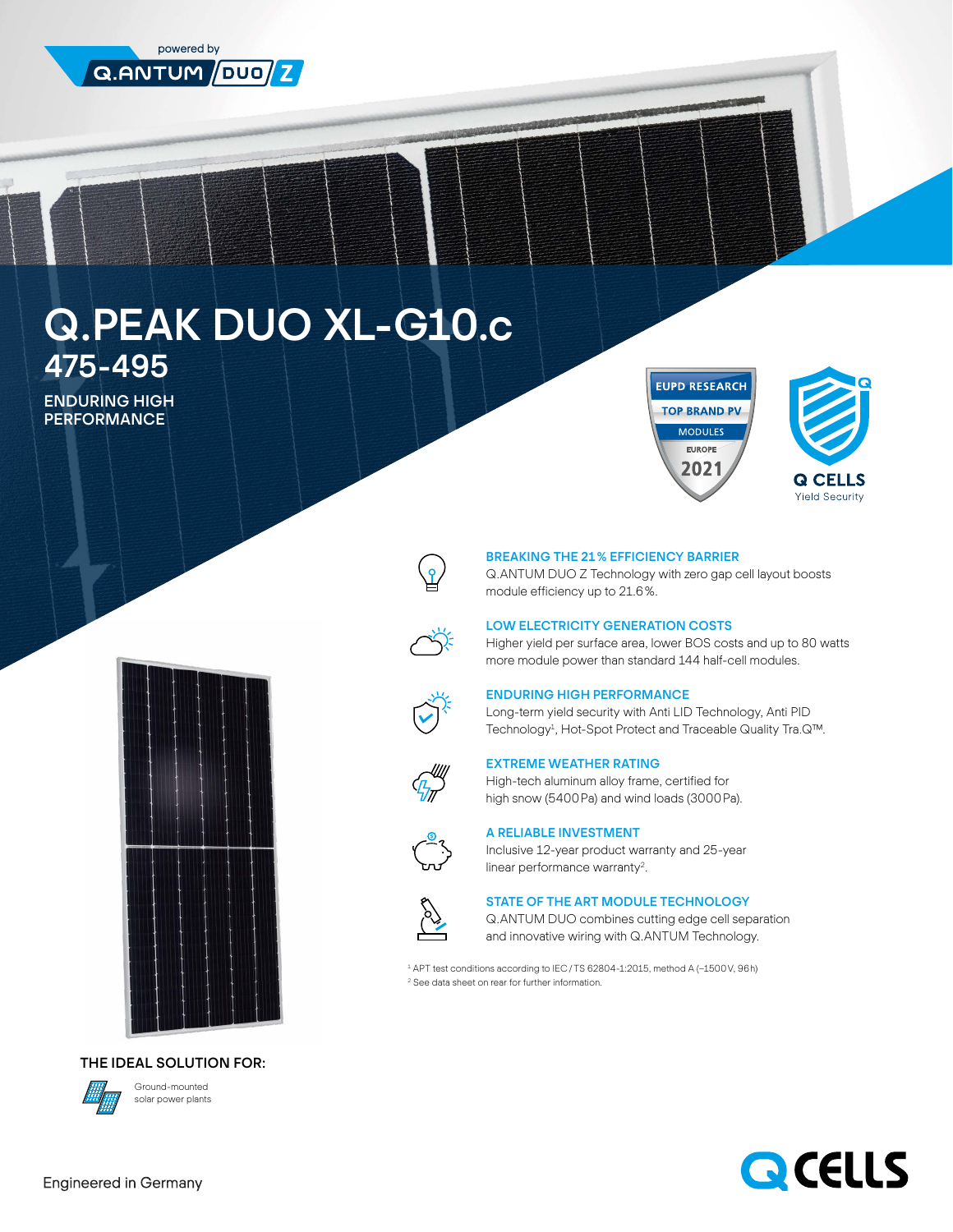powered by Q.ANTUM DUO Z

# Q.PEAK DUO XL-G10.c

## 475-495

**ENDURING HIGH PERFORMANCE**

EUPD RESEARCH TOP BRAND PV MODULES EUROPE 2021

Q CELLS Yield Security

### BREAKING THE 21 % EFFICIENCY BARRIER

Q.ANTUM DUO Z Technology with zero gap cell layout boosts module efficiency up to 21.6 %.

### LOW ELECTRICITY GENERATION COSTS

Higher yield per surface area, lower BOS costs and up to 80 watts more module power than standard 144 half-cell modules.

### ENDURING HIGH PERFORMANCE

Long-term yield security with Anti LID Technology, Anti PID Technology[1], Hot-Spot Protect and Traceable Quality Tra.Q™.

### EXTREME WEATHER RATING

High-tech aluminum alloy frame, certified for high snow (5400 Pa) and wind loads (3000 Pa).

### A RELIABLE INVESTMENT

Inclusive 12-year product warranty and 25-year linear performance warranty[2].

### STATE OF THE ART MODULE TECHNOLOGY

Q.ANTUM DUO combines cutting edge cell separation and innovative wiring with Q.ANTUM Technology.

[1] APT test conditions according to IEC / TS 62804-1:2015, method A (−1500 V, 96 h)

[2] See data sheet on rear for further information.

**THE IDEAL SOLUTION FOR:**

Ground-mounted solar power plants

Engineered in Germany

Q CELLS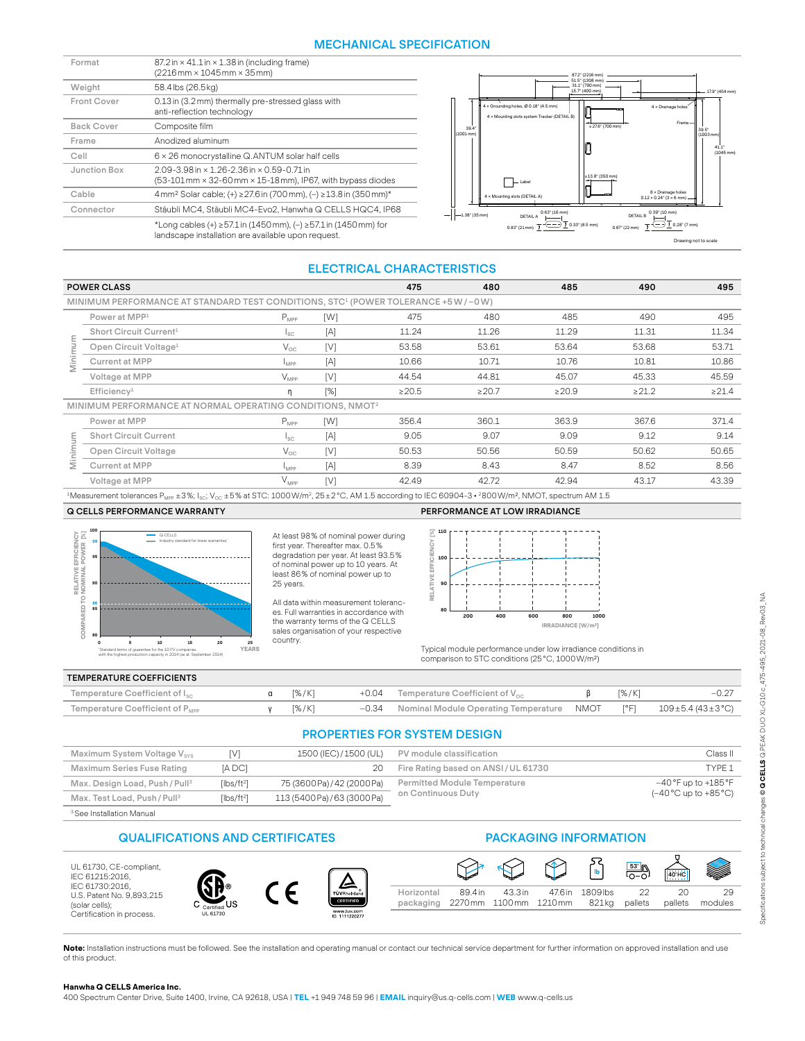## MECHANICAL SPECIFICATION

| | |
|---|---|
| Format | 87.2 in × 41.1 in × 1.38 in (including frame) (2216 mm × 1045 mm × 35 mm) |
| Weight | 58.4 lbs (26.5 kg) |
| Front Cover | 0.13 in (3.2 mm) thermally pre-stressed glass with anti-reflection technology |
| Back Cover | Composite film |
| Frame | Anodized aluminum |
| Cell | 6 × 26 monocrystalline Q.ANTUM solar half cells |
| Junction Box | 2.09-3.98 in × 1.26-2.36 in × 0.59-0.71 in (53-101 mm × 32-60 mm × 15-18 mm), IP67, with bypass diodes |
| Cable | 4 mm² Solar cable; (+) ≥27.6 in (700 mm), (−) ≥13.8 in (350 mm)* |
| Connector | Stäubli MC4, Stäubli MC4-Evo2, Hanwha Q CELLS HQC4, IP68 |

*Long cables (+) ≥57.1 in (1450 mm), (−) ≥57.1 in (1450 mm) for landscape installation are available upon request.

87.2" (2216 mm)
51.5" (1308 mm)
31.1" (790 mm)
15.7" (400 mm)
17.9" (454 mm)
4 × Grounding holes, Ø 0.18" (4.5 mm)
4 × Drainage holes
4 × Mounting slots system Tracker (DETAIL B)
39.4" (1001 mm)
≥27.6" (700 mm)
Frame
39.5" (1003 mm)
41.1" (1045 mm)
Label
≥13.8" (350 mm)
4 × Mounting slots (DETAIL A)
8 × Drainage holes 0.12 × 0.24" (3 × 6 mm)
1.38" (35 mm)
DETAIL A
0.63" (16 mm)
0.83" (21 mm)
0.33" (8.5 mm)
DETAIL B
0.39" (10 mm)
0.87" (22 mm)
0.28" (7 mm)
Drawing not to scale

## ELECTRICAL CHARACTERISTICS

| POWER CLASS | | | | 475 | 480 | 485 | 490 | 495 |
|---|---|---|---|---|---|---|---|---|
| **MINIMUM PERFORMANCE AT STANDARD TEST CONDITIONS, STC[1] (POWER TOLERANCE +5 W / −0 W)** | | | | | | | | |
| Minimum | Power at MPP[1] | $P_{MPP}$ | [W] | 475 | 480 | 485 | 490 | 495 |
| | Short Circuit Current[1] | $I_{SC}$ | [A] | 11.24 | 11.26 | 11.29 | 11.31 | 11.34 |
| | Open Circuit Voltage[1] | $V_{OC}$ | [V] | 53.58 | 53.61 | 53.64 | 53.68 | 53.71 |
| | Current at MPP | $I_{MPP}$ | [A] | 10.66 | 10.71 | 10.76 | 10.81 | 10.86 |
| | Voltage at MPP | $V_{MPP}$ | [V] | 44.54 | 44.81 | 45.07 | 45.33 | 45.59 |
| | Efficiency[1] | η | [%] | ≥20.5 | ≥20.7 | ≥20.9 | ≥21.2 | ≥21.4 |
| **MINIMUM PERFORMANCE AT NORMAL OPERATING CONDITIONS, NMOT[2]** | | | | | | | | |
| Minimum | Power at MPP | $P_{MPP}$ | [W] | 356.4 | 360.1 | 363.9 | 367.6 | 371.4 |
| | Short Circuit Current | $I_{SC}$ | [A] | 9.05 | 9.07 | 9.09 | 9.12 | 9.14 |
| | Open Circuit Voltage | $V_{OC}$ | [V] | 50.53 | 50.56 | 50.59 | 50.62 | 50.65 |
| | Current at MPP | $I_{MPP}$ | [A] | 8.39 | 8.43 | 8.47 | 8.52 | 8.56 |
| | Voltage at MPP | $V_{MPP}$ | [V] | 42.49 | 42.72 | 42.94 | 43.17 | 43.39 |

[1]Measurement tolerances $P_{MPP}$ ±3%; $I_{SC}$; $V_{OC}$ ±5% at STC: 1000 W/m², 25±2 °C, AM 1.5 according to IEC 60904-3 • [2]800 W/m², NMOT, spectrum AM 1.5

### Q CELLS PERFORMANCE WARRANTY

RELATIVE EFFICIENCY COMPARED TO NOMINAL POWER [%]
100
98
95
90
86
85
80
0 5 10 15 20 25
YEARS
Q CELLS
Industry standard for linear warranties*
*Standard terms of guarantee for the 10 PV companies with the highest production capacity in 2014 (as at: September 2014)

At least 98 % of nominal power during first year. Thereafter max. 0.5 % degradation per year. At least 93.5 % of nominal power up to 10 years. At least 86 % of nominal power up to 25 years.

All data within measurement tolerances. Full warranties in accordance with the warranty terms of the Q CELLS sales organisation of your respective country.

### PERFORMANCE AT LOW IRRADIANCE

RELATIVE EFFICIENCY [%]
110
100
90
80
200 400 600 800 1000
IRRADIANCE [W/m²]

Typical module performance under low irradiance conditions in comparison to STC conditions (25 °C, 1000 W/m²)

### TEMPERATURE COEFFICIENTS

| | | | | | | | |
|---|---|---|---|---|---|---|---|
| Temperature Coefficient of $I_{SC}$ | α | [% / K] | +0.04 | Temperature Coefficient of $V_{OC}$ | β | [% / K] | −0.27 |
| Temperature Coefficient of $P_{MPP}$ | γ | [% / K] | −0.34 | Nominal Module Operating Temperature | NMOT | [°F] | 109±5.4 (43±3 °C) |

## PROPERTIES FOR SYSTEM DESIGN

| | | | | |
|---|---|---|---|---|
| Maximum System Voltage $V_{SYS}$ | [V] | 1500 (IEC) / 1500 (UL) | PV module classification | Class II |
| Maximum Series Fuse Rating | [A DC] | 20 | Fire Rating based on ANSI / UL 61730 | TYPE 1 |
| Max. Design Load, Push / Pull[3] | [lbs/ft²] | 75 (3600 Pa) / 42 (2000 Pa) | Permitted Module Temperature on Continuous Duty | −40 °F up to +185 °F (−40 °C up to +85 °C) |
| Max. Test Load, Push / Pull[3] | [lbs/ft²] | 113 (5400 Pa) / 63 (3000 Pa) | | |

[3]See Installation Manual

## QUALIFICATIONS AND CERTIFICATES

UL 61730, CE-compliant,
IEC 61215:2016,
IEC 61730:2016,
U.S. Patent No. 9,893,215 (solar cells);
Certification in process.

C Certified US
UL 61730

TÜVRheinland CERTIFIED
www.tuv.com
ID 1111220277

## PACKAGING INFORMATION

| | | | | | | | |
|---|---|---|---|---|---|---|---|
| Horizontal packaging | 89.4 in 2270 mm | 43.3 in 1100 mm | 47.6 in 1210 mm | 1809 lbs 821 kg | 22 pallets | 20 pallets | 29 modules |

**Note:** Installation instructions must be followed. See the installation and operating manual or contact our technical service department for further information on approved installation and use of this product.

**Hanwha Q CELLS America Inc.**
400 Spectrum Center Drive, Suite 1400, Irvine, CA 92618, USA | **TEL** +1 949 748 59 96 | **EMAIL** inquiry@us.q-cells.com | **WEB** www.q-cells.us

Specifications subject to technical changes © Q CELLS Q.PEAK DUO XL-G10.c_475-495_2021-08_Rev03_NA